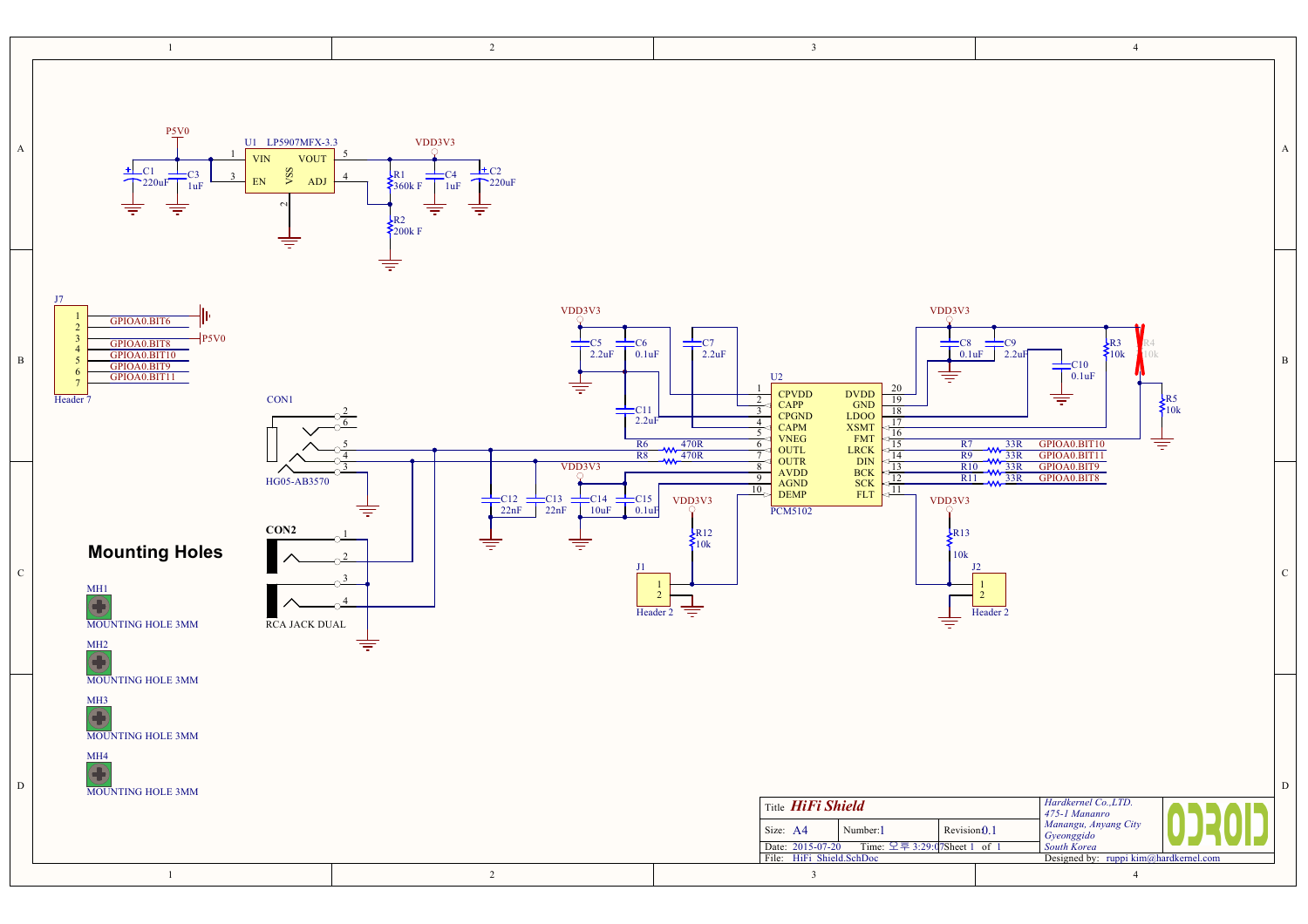**Mounting Holes**

MH1 — MOUNTING HOLE 3MM

MH2 — MOUNTING HOLE 3MM

MH3 — MOUNTING HOLE 3MM

MH4 — MOUNTING HOLE 3MM

U1 LP5907MFX-3.3 — VIN (1), EN (3), VSS (2), VOUT (5), ADJ (4)

P5V0, VDD3V3

C1 220uF, C3 1uF, R1 360k F, R2 200k F, C4 1uF, C2 220uF

J7 Header 7:

| Pin | Net |
|---|---|
| 1 | GND |
| 2 | GPIOA0.BIT6 |
| 3 | P5V0 |
| 4 | GPIOA0.BIT8 |
| 5 | GPIOA0.BIT10 |
| 6 | GPIOA0.BIT9 |
| 7 | GPIOA0.BIT11 |

U2 PCM5102:

| Pin | Name | Pin | Name |
|---|---|---|---|
| 1 | CPVDD | 20 | DVDD |
| 2 | CAPP | 19 | GND |
| 3 | CPGND | 18 | LDOO |
| 4 | CAPM | 17 | XSMT |
| 5 | VNEG | 16 | FMT |
| 6 | OUTL | 15 | LRCK |
| 7 | OUTR | 14 | DIN |
| 8 | AVDD | 13 | BCK |
| 9 | AGND | 12 | SCK |
| 10 | DEMP | 11 | FLT |

C5 2.2uF, C6 0.1uF, C7 2.2uF, C11 2.2uF, C8 0.1uF, C9 2.2uF, C10 0.1uF, R3 10k, R4 10k, R5 10k

R6 470R, R8 470R, C12 22nF, C13 22nF, C14 10uF, C15 0.1uF

R7 33R GPIOA0.BIT10, R9 33R GPIOA0.BIT11, R10 33R GPIOA0.BIT9, R11 33R GPIOA0.BIT8

R12 10k, J1 Header 2, R13 10k, J2 Header 2

CON1 HG05-AB3570 (pins 2, 6, 5, 4, 3)

CON2 RCA JACK DUAL (pins 1, 2, 3, 4)

| | | | |
|---|---|---|---|
| Title *HiFi Shield* | | | *Hardkernel Co.,LTD. 475-1 Mananro Manangu, Anyang City Gyeonggido South Korea* |
| Size: A4 | Number: 1 | Revision: 0.1 | |
| Date: 2015-07-20 | Time: 오후 3:29:07 | Sheet 1 of 1 | |
| File: HiFi Shield.SchDoc | | | Designed by: ruppi kim@hardkernel.com |

ODROID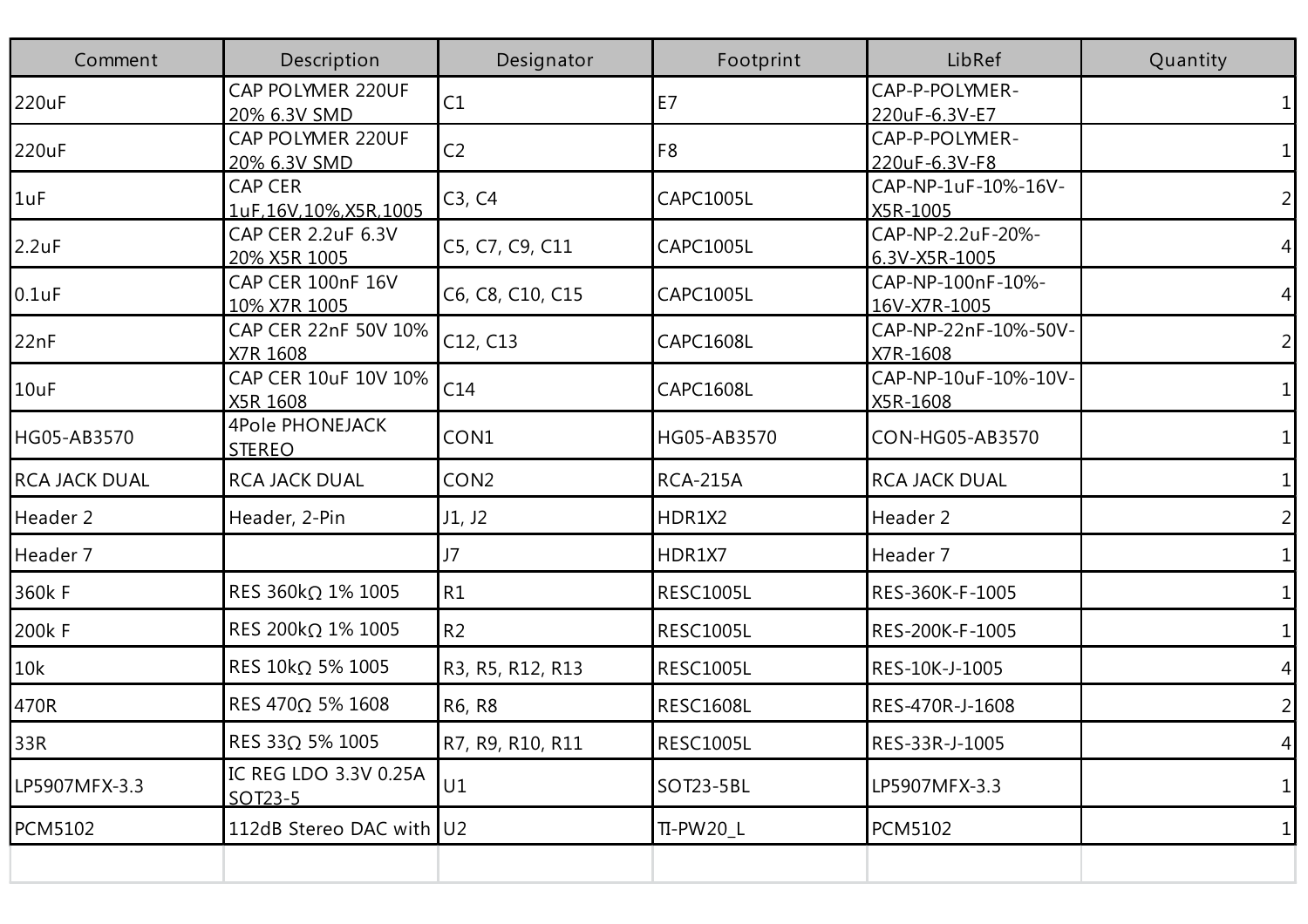| Comment | Description | Designator | Footprint | LibRef | Quantity |
|---|---|---|---|---|---|
| 220uF | CAP POLYMER 220UF 20% 6.3V SMD | C1 | E7 | CAP-P-POLYMER-220uF-6.3V-E7 | 1 |
| 220uF | CAP POLYMER 220UF 20% 6.3V SMD | C2 | F8 | CAP-P-POLYMER-220uF-6.3V-F8 | 1 |
| 1uF | CAP CER 1uF,16V,10%,X5R,1005 | C3, C4 | CAPC1005L | CAP-NP-1uF-10%-16V-X5R-1005 | 2 |
| 2.2uF | CAP CER 2.2uF 6.3V 20% X5R 1005 | C5, C7, C9, C11 | CAPC1005L | CAP-NP-2.2uF-20%-6.3V-X5R-1005 | 4 |
| 0.1uF | CAP CER 100nF 16V 10% X7R 1005 | C6, C8, C10, C15 | CAPC1005L | CAP-NP-100nF-10%-16V-X7R-1005 | 4 |
| 22nF | CAP CER 22nF 50V 10% X7R 1608 | C12, C13 | CAPC1608L | CAP-NP-22nF-10%-50V-X7R-1608 | 2 |
| 10uF | CAP CER 10uF 10V 10% X5R 1608 | C14 | CAPC1608L | CAP-NP-10uF-10%-10V-X5R-1608 | 1 |
| HG05-AB3570 | 4Pole PHONEJACK STEREO | CON1 | HG05-AB3570 | CON-HG05-AB3570 | 1 |
| RCA JACK DUAL | RCA JACK DUAL | CON2 | RCA-215A | RCA JACK DUAL | 1 |
| Header 2 | Header, 2-Pin | J1, J2 | HDR1X2 | Header 2 | 2 |
| Header 7 | | J7 | HDR1X7 | Header 7 | 1 |
| 360k F | RES 360kΩ 1% 1005 | R1 | RESC1005L | RES-360K-F-1005 | 1 |
| 200k F | RES 200kΩ 1% 1005 | R2 | RESC1005L | RES-200K-F-1005 | 1 |
| 10k | RES 10kΩ 5% 1005 | R3, R5, R12, R13 | RESC1005L | RES-10K-J-1005 | 4 |
| 470R | RES 470Ω 5% 1608 | R6, R8 | RESC1608L | RES-470R-J-1608 | 2 |
| 33R | RES 33Ω 5% 1005 | R7, R9, R10, R11 | RESC1005L | RES-33R-J-1005 | 4 |
| LP5907MFX-3.3 | IC REG LDO 3.3V 0.25A SOT23-5 | U1 | SOT23-5BL | LP5907MFX-3.3 | 1 |
| PCM5102 | 112dB Stereo DAC with | U2 | TI-PW20_L | PCM5102 | 1 |